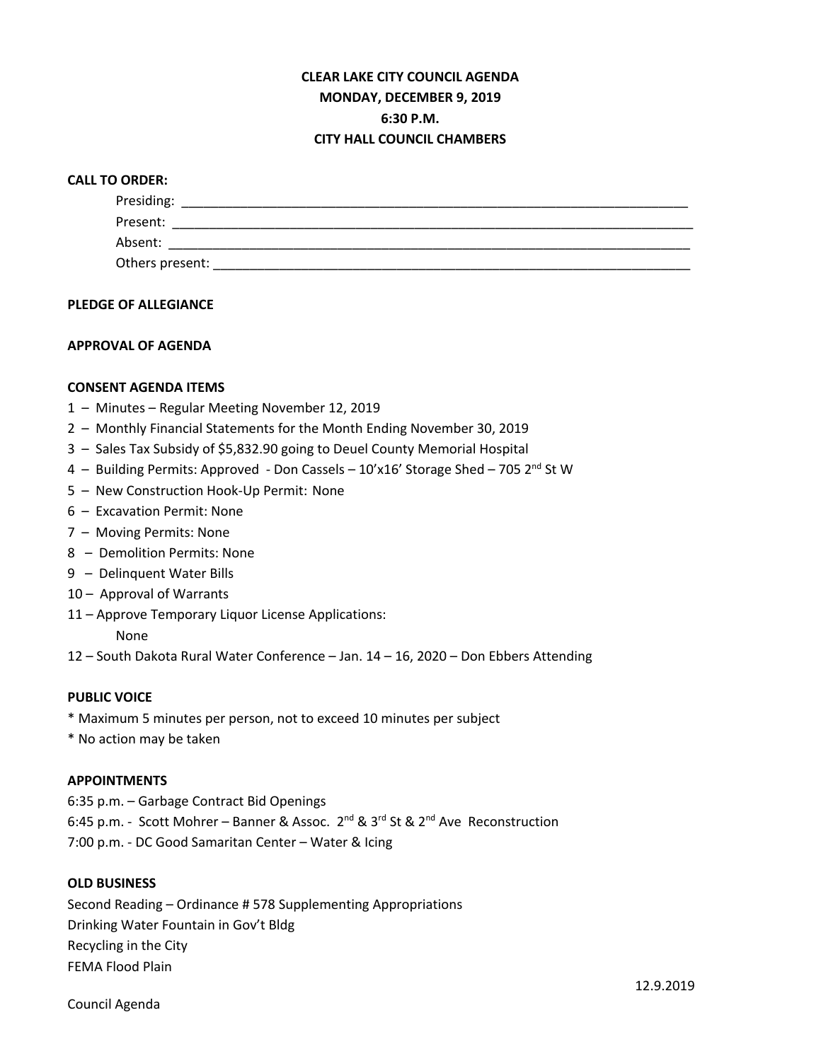# CLEAR LAKE CITY COUNCIL AGENDA
## MONDAY, DECEMBER 9, 2019
## 6:30 P.M.
## CITY HALL COUNCIL CHAMBERS

**CALL TO ORDER:**

Presiding: ______________________________________________________________________

Present: ________________________________________________________________________

Absent: ________________________________________________________________________

Others present: __________________________________________________________________

**PLEDGE OF ALLEGIANCE**

**APPROVAL OF AGENDA**

**CONSENT AGENDA ITEMS**

1 – Minutes – Regular Meeting November 12, 2019
2 – Monthly Financial Statements for the Month Ending November 30, 2019
3 – Sales Tax Subsidy of $5,832.90 going to Deuel County Memorial Hospital
4 – Building Permits: Approved - Don Cassels – 10'x16' Storage Shed – 705 2nd St W
5 – New Construction Hook-Up Permit: None
6 – Excavation Permit: None
7 – Moving Permits: None
8 – Demolition Permits: None
9 – Delinquent Water Bills
10 – Approval of Warrants
11 – Approve Temporary Liquor License Applications:
None
12 – South Dakota Rural Water Conference – Jan. 14 – 16, 2020 – Don Ebbers Attending

**PUBLIC VOICE**

* Maximum 5 minutes per person, not to exceed 10 minutes per subject
* No action may be taken

**APPOINTMENTS**

6:35 p.m. – Garbage Contract Bid Openings
6:45 p.m. - Scott Mohrer – Banner & Assoc. 2nd & 3rd St & 2nd Ave Reconstruction
7:00 p.m. - DC Good Samaritan Center – Water & Icing

**OLD BUSINESS**

Second Reading – Ordinance # 578 Supplementing Appropriations
Drinking Water Fountain in Gov't Bldg
Recycling in the City
FEMA Flood Plain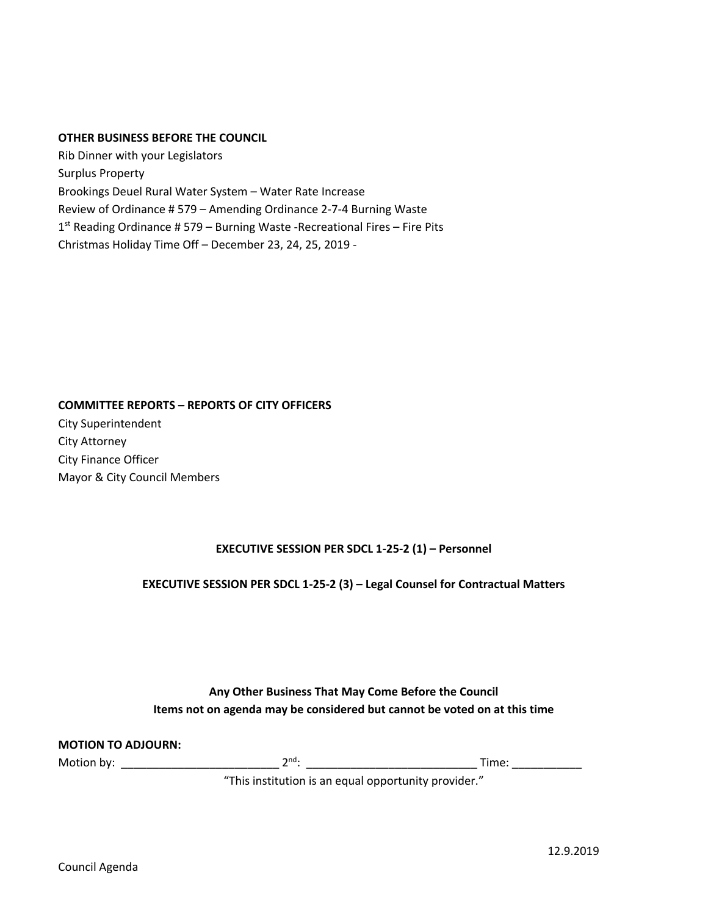**OTHER BUSINESS BEFORE THE COUNCIL**

Rib Dinner with your Legislators
Surplus Property
Brookings Deuel Rural Water System – Water Rate Increase
Review of Ordinance # 579 – Amending Ordinance 2-7-4 Burning Waste
1st Reading Ordinance # 579 – Burning Waste -Recreational Fires – Fire Pits
Christmas Holiday Time Off – December 23, 24, 25, 2019 -

**COMMITTEE REPORTS – REPORTS OF CITY OFFICERS**

City Superintendent
City Attorney
City Finance Officer
Mayor & City Council Members

**EXECUTIVE SESSION PER SDCL 1-25-2 (1) – Personnel**

**EXECUTIVE SESSION PER SDCL 1-25-2 (3) – Legal Counsel for Contractual Matters**

**Any Other Business That May Come Before the Council**
**Items not on agenda may be considered but cannot be voted on at this time**

**MOTION TO ADJOURN:**

Motion by: ________________________ 2nd: __________________________ Time: ___________

"This institution is an equal opportunity provider."

12.9.2019

Council Agenda